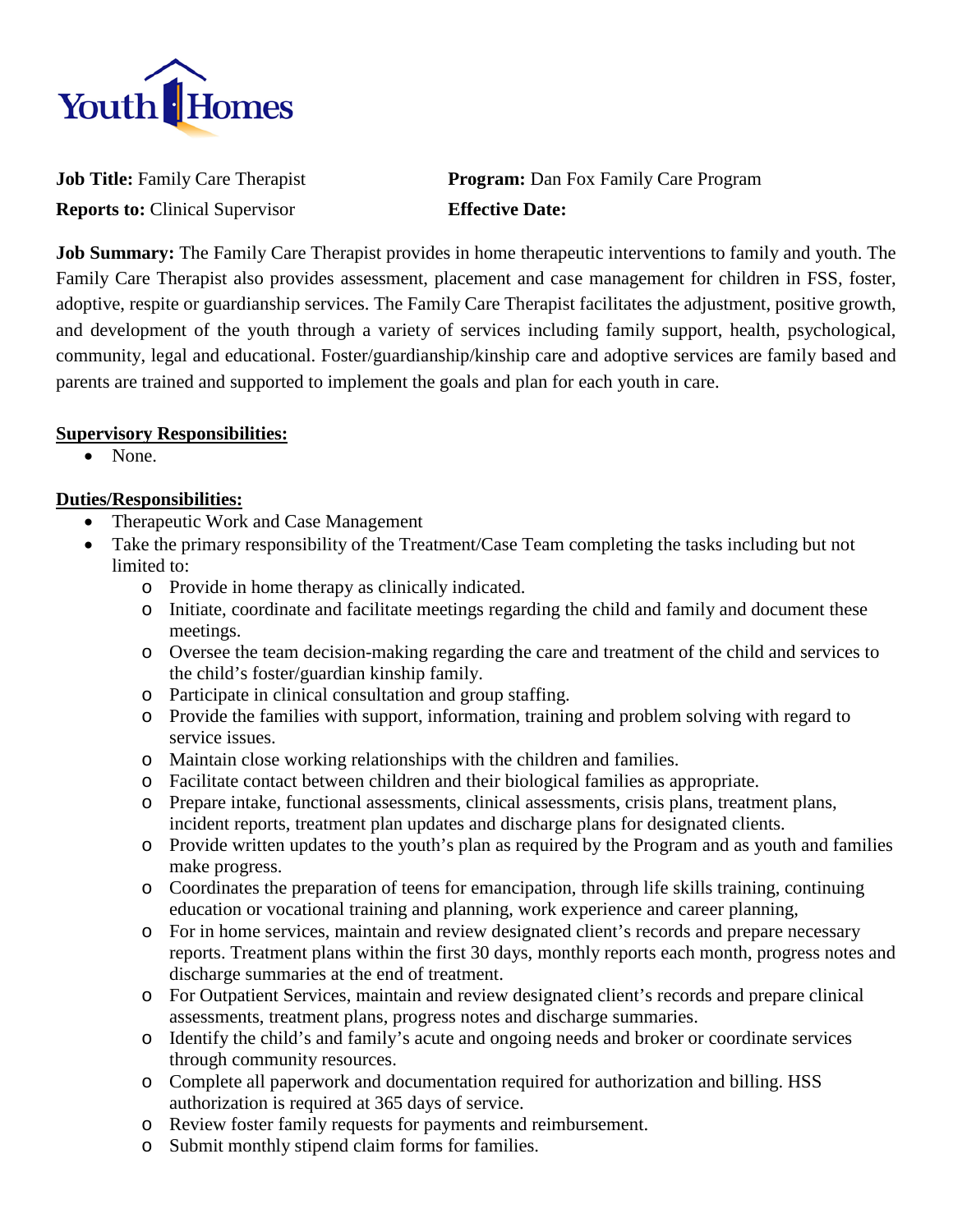Youth Homes

**Job Title:** Family Care Therapist

**Program:** Dan Fox Family Care Program

**Reports to:** Clinical Supervisor

**Effective Date:**

**Job Summary:** The Family Care Therapist provides in home therapeutic interventions to family and youth. The Family Care Therapist also provides assessment, placement and case management for children in FSS, foster, adoptive, respite or guardianship services. The Family Care Therapist facilitates the adjustment, positive growth, and development of the youth through a variety of services including family support, health, psychological, community, legal and educational. Foster/guardianship/kinship care and adoptive services are family based and parents are trained and supported to implement the goals and plan for each youth in care.

## Supervisory Responsibilities:

- None.

## Duties/Responsibilities:

- Therapeutic Work and Case Management
- Take the primary responsibility of the Treatment/Case Team completing the tasks including but not limited to:
  - Provide in home therapy as clinically indicated.
  - Initiate, coordinate and facilitate meetings regarding the child and family and document these meetings.
  - Oversee the team decision-making regarding the care and treatment of the child and services to the child's foster/guardian kinship family.
  - Participate in clinical consultation and group staffing.
  - Provide the families with support, information, training and problem solving with regard to service issues.
  - Maintain close working relationships with the children and families.
  - Facilitate contact between children and their biological families as appropriate.
  - Prepare intake, functional assessments, clinical assessments, crisis plans, treatment plans, incident reports, treatment plan updates and discharge plans for designated clients.
  - Provide written updates to the youth's plan as required by the Program and as youth and families make progress.
  - Coordinates the preparation of teens for emancipation, through life skills training, continuing education or vocational training and planning, work experience and career planning,
  - For in home services, maintain and review designated client's records and prepare necessary reports. Treatment plans within the first 30 days, monthly reports each month, progress notes and discharge summaries at the end of treatment.
  - For Outpatient Services, maintain and review designated client's records and prepare clinical assessments, treatment plans, progress notes and discharge summaries.
  - Identify the child's and family's acute and ongoing needs and broker or coordinate services through community resources.
  - Complete all paperwork and documentation required for authorization and billing. HSS authorization is required at 365 days of service.
  - Review foster family requests for payments and reimbursement.
  - Submit monthly stipend claim forms for families.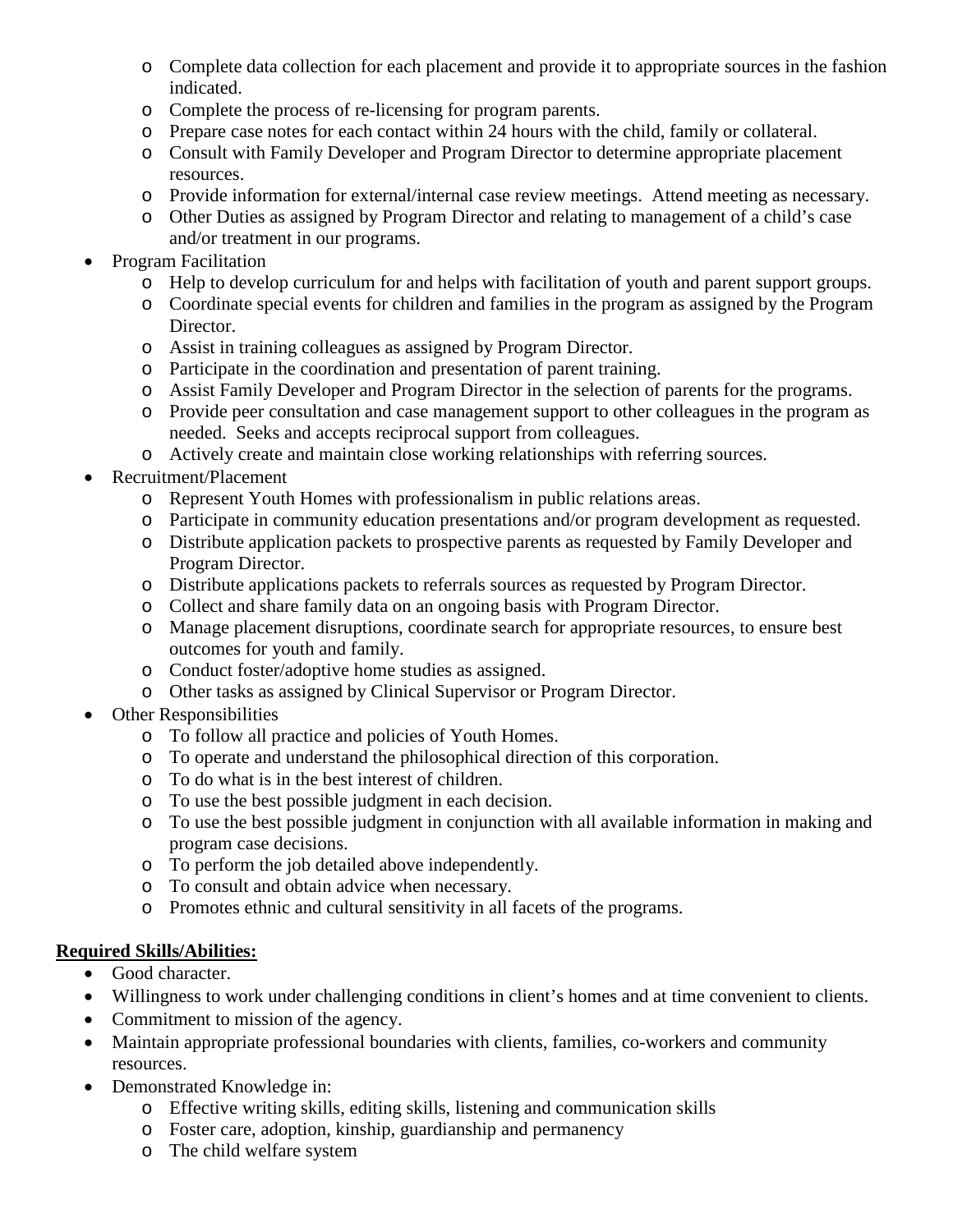- Complete data collection for each placement and provide it to appropriate sources in the fashion indicated.
  - Complete the process of re-licensing for program parents.
  - Prepare case notes for each contact within 24 hours with the child, family or collateral.
  - Consult with Family Developer and Program Director to determine appropriate placement resources.
  - Provide information for external/internal case review meetings. Attend meeting as necessary.
  - Other Duties as assigned by Program Director and relating to management of a child's case and/or treatment in our programs.
- Program Facilitation
  - Help to develop curriculum for and helps with facilitation of youth and parent support groups.
  - Coordinate special events for children and families in the program as assigned by the Program Director.
  - Assist in training colleagues as assigned by Program Director.
  - Participate in the coordination and presentation of parent training.
  - Assist Family Developer and Program Director in the selection of parents for the programs.
  - Provide peer consultation and case management support to other colleagues in the program as needed. Seeks and accepts reciprocal support from colleagues.
  - Actively create and maintain close working relationships with referring sources.
- Recruitment/Placement
  - Represent Youth Homes with professionalism in public relations areas.
  - Participate in community education presentations and/or program development as requested.
  - Distribute application packets to prospective parents as requested by Family Developer and Program Director.
  - Distribute applications packets to referrals sources as requested by Program Director.
  - Collect and share family data on an ongoing basis with Program Director.
  - Manage placement disruptions, coordinate search for appropriate resources, to ensure best outcomes for youth and family.
  - Conduct foster/adoptive home studies as assigned.
  - Other tasks as assigned by Clinical Supervisor or Program Director.
- Other Responsibilities
  - To follow all practice and policies of Youth Homes.
  - To operate and understand the philosophical direction of this corporation.
  - To do what is in the best interest of children.
  - To use the best possible judgment in each decision.
  - To use the best possible judgment in conjunction with all available information in making and program case decisions.
  - To perform the job detailed above independently.
  - To consult and obtain advice when necessary.
  - Promotes ethnic and cultural sensitivity in all facets of the programs.

**Required Skills/Abilities:**

- Good character.
- Willingness to work under challenging conditions in client's homes and at time convenient to clients.
- Commitment to mission of the agency.
- Maintain appropriate professional boundaries with clients, families, co-workers and community resources.
- Demonstrated Knowledge in:
  - Effective writing skills, editing skills, listening and communication skills
  - Foster care, adoption, kinship, guardianship and permanency
  - The child welfare system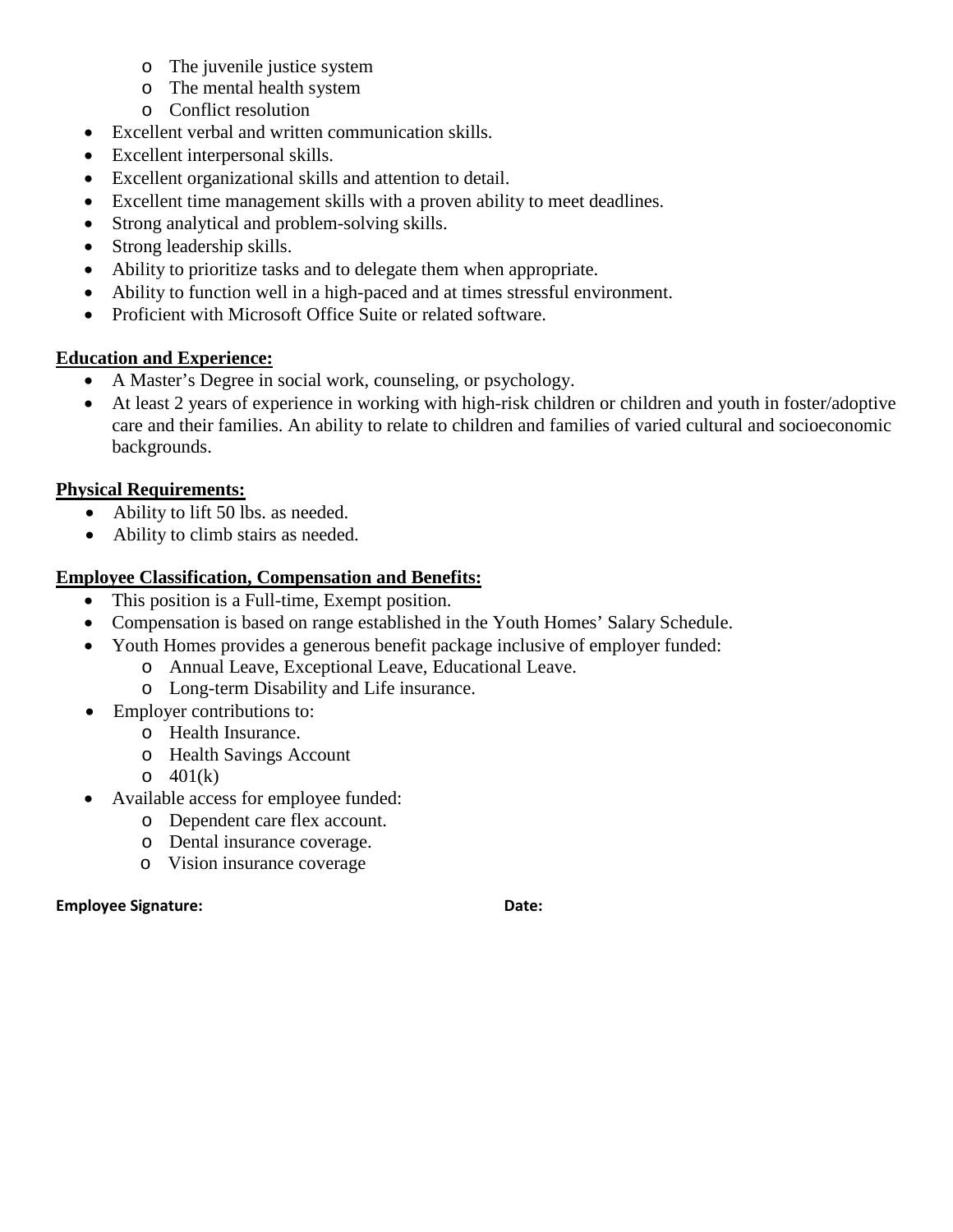- The juvenile justice system
  - The mental health system
  - Conflict resolution
- Excellent verbal and written communication skills.
- Excellent interpersonal skills.
- Excellent organizational skills and attention to detail.
- Excellent time management skills with a proven ability to meet deadlines.
- Strong analytical and problem-solving skills.
- Strong leadership skills.
- Ability to prioritize tasks and to delegate them when appropriate.
- Ability to function well in a high-paced and at times stressful environment.
- Proficient with Microsoft Office Suite or related software.

**Education and Experience:**

- A Master's Degree in social work, counseling, or psychology.
- At least 2 years of experience in working with high-risk children or children and youth in foster/adoptive care and their families. An ability to relate to children and families of varied cultural and socioeconomic backgrounds.

**Physical Requirements:**

- Ability to lift 50 lbs. as needed.
- Ability to climb stairs as needed.

**Employee Classification, Compensation and Benefits:**

- This position is a Full-time, Exempt position.
- Compensation is based on range established in the Youth Homes' Salary Schedule.
- Youth Homes provides a generous benefit package inclusive of employer funded:
  - Annual Leave, Exceptional Leave, Educational Leave.
  - Long-term Disability and Life insurance.
- Employer contributions to:
  - Health Insurance.
  - Health Savings Account
  - 401(k)
- Available access for employee funded:
  - Dependent care flex account.
  - Dental insurance coverage.
  - Vision insurance coverage

**Employee Signature:** **Date:**